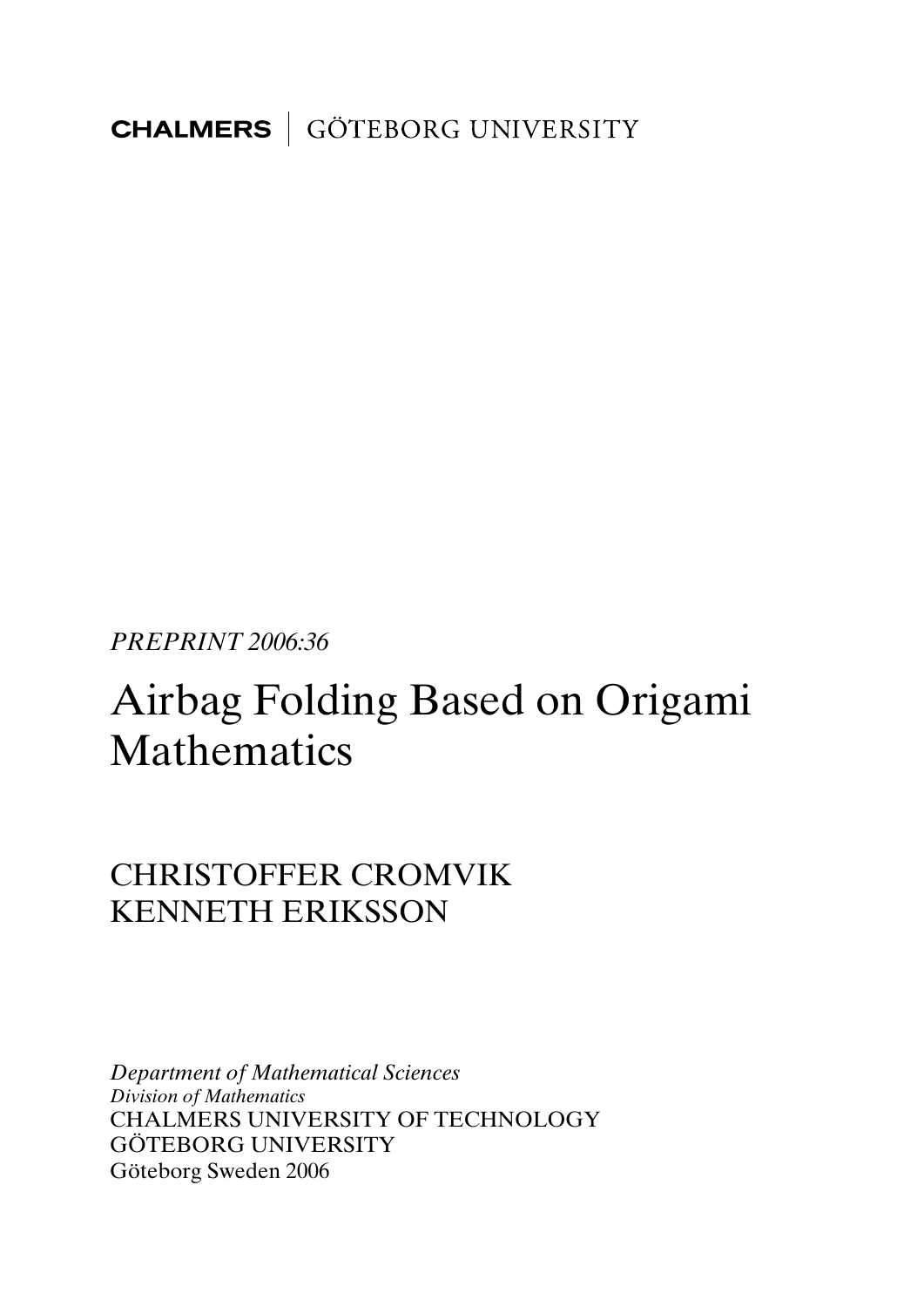**CHALMERS** | GÖTEBORG UNIVERSITY

*PREPRINT 2006:36*

# Airbag Folding Based on Origami Mathematics

CHRISTOFFER CROMVIK
KENNETH ERIKSSON

*Department of Mathematical Sciences*
*Division of Mathematics*
CHALMERS UNIVERSITY OF TECHNOLOGY
GÖTEBORG UNIVERSITY
Göteborg Sweden 2006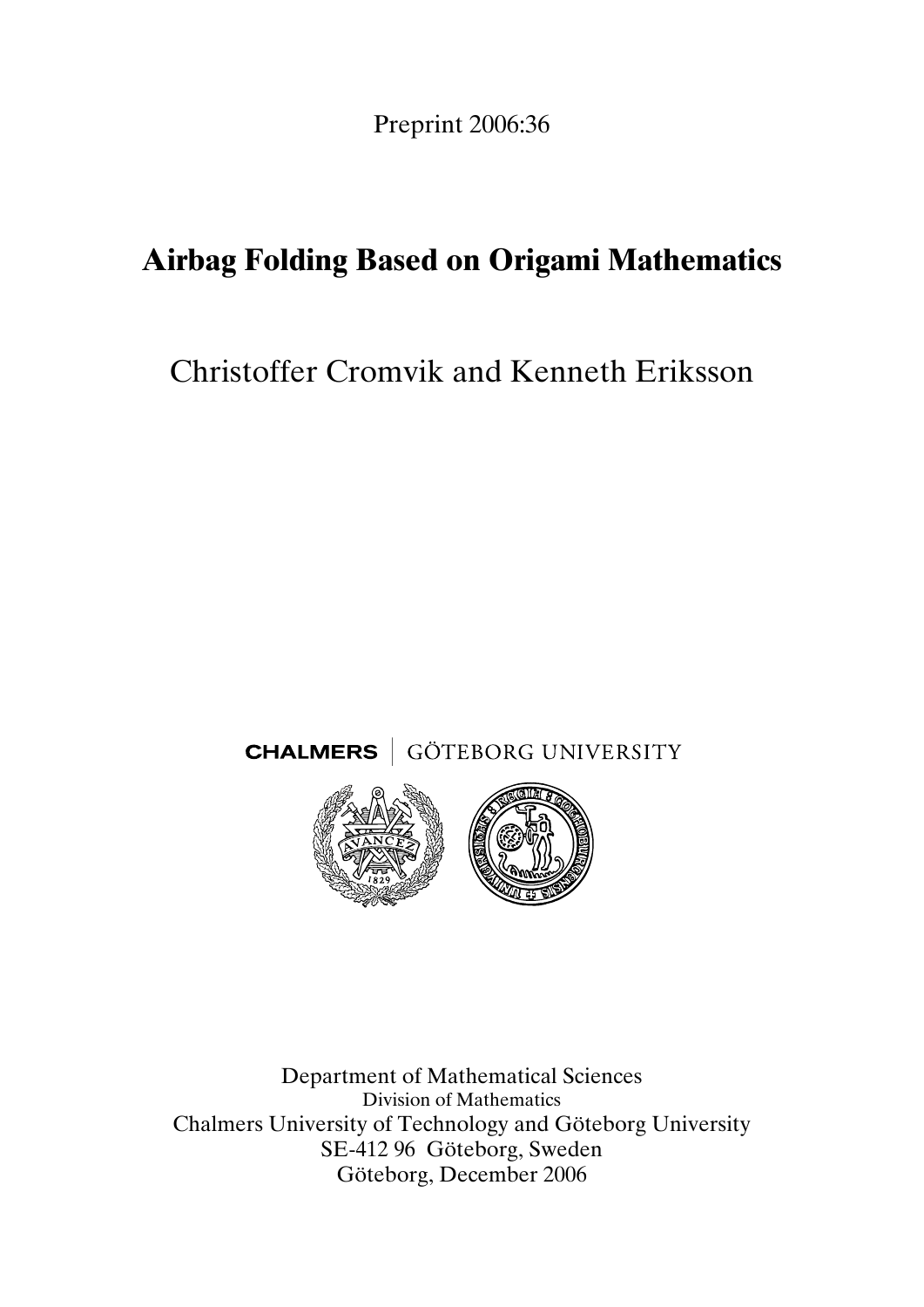Preprint 2006:36

# Airbag Folding Based on Origami Mathematics

Christoffer Cromvik and Kenneth Eriksson

CHALMERS | GÖTEBORG UNIVERSITY

Department of Mathematical Sciences
Division of Mathematics
Chalmers University of Technology and Göteborg University
SE-412 96 Göteborg, Sweden
Göteborg, December 2006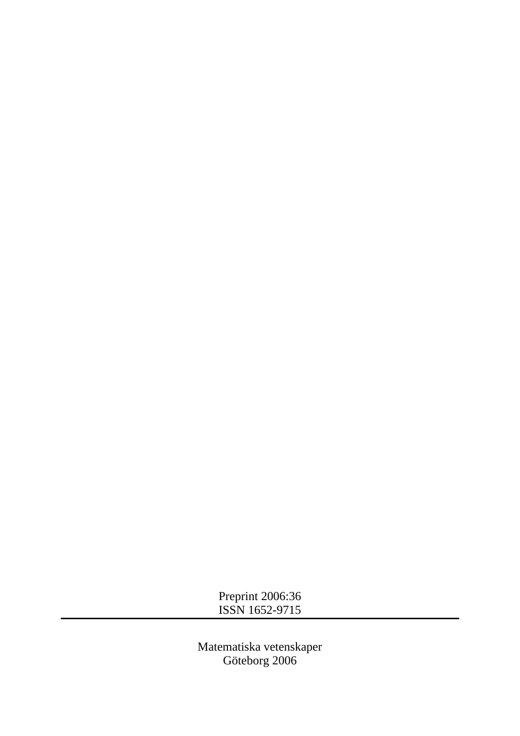Preprint 2006:36
ISSN 1652-9715

---

Matematiska vetenskaper
Göteborg 2006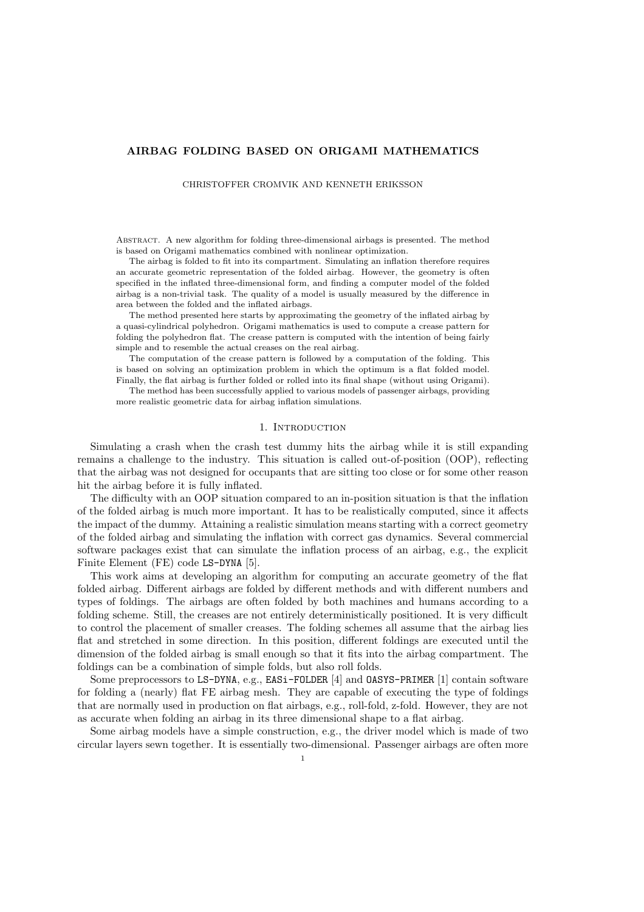# AIRBAG FOLDING BASED ON ORIGAMI MATHEMATICS

CHRISTOFFER CROMVIK AND KENNETH ERIKSSON

Abstract. A new algorithm for folding three-dimensional airbags is presented. The method is based on Origami mathematics combined with nonlinear optimization.

The airbag is folded to fit into its compartment. Simulating an inflation therefore requires an accurate geometric representation of the folded airbag. However, the geometry is often specified in the inflated three-dimensional form, and finding a computer model of the folded airbag is a non-trivial task. The quality of a model is usually measured by the difference in area between the folded and the inflated airbags.

The method presented here starts by approximating the geometry of the inflated airbag by a quasi-cylindrical polyhedron. Origami mathematics is used to compute a crease pattern for folding the polyhedron flat. The crease pattern is computed with the intention of being fairly simple and to resemble the actual creases on the real airbag.

The computation of the crease pattern is followed by a computation of the folding. This is based on solving an optimization problem in which the optimum is a flat folded model. Finally, the flat airbag is further folded or rolled into its final shape (without using Origami).

The method has been successfully applied to various models of passenger airbags, providing more realistic geometric data for airbag inflation simulations.

## 1. Introduction

Simulating a crash when the crash test dummy hits the airbag while it is still expanding remains a challenge to the industry. This situation is called out-of-position (OOP), reflecting that the airbag was not designed for occupants that are sitting too close or for some other reason hit the airbag before it is fully inflated.

The difficulty with an OOP situation compared to an in-position situation is that the inflation of the folded airbag is much more important. It has to be realistically computed, since it affects the impact of the dummy. Attaining a realistic simulation means starting with a correct geometry of the folded airbag and simulating the inflation with correct gas dynamics. Several commercial software packages exist that can simulate the inflation process of an airbag, e.g., the explicit Finite Element (FE) code LS-DYNA [5].

This work aims at developing an algorithm for computing an accurate geometry of the flat folded airbag. Different airbags are folded by different methods and with different numbers and types of foldings. The airbags are often folded by both machines and humans according to a folding scheme. Still, the creases are not entirely deterministically positioned. It is very difficult to control the placement of smaller creases. The folding schemes all assume that the airbag lies flat and stretched in some direction. In this position, different foldings are executed until the dimension of the folded airbag is small enough so that it fits into the airbag compartment. The foldings can be a combination of simple folds, but also roll folds.

Some preprocessors to LS-DYNA, e.g., EASi-FOLDER [4] and OASYS-PRIMER [1] contain software for folding a (nearly) flat FE airbag mesh. They are capable of executing the type of foldings that are normally used in production on flat airbags, e.g., roll-fold, z-fold. However, they are not as accurate when folding an airbag in its three dimensional shape to a flat airbag.

Some airbag models have a simple construction, e.g., the driver model which is made of two circular layers sewn together. It is essentially two-dimensional. Passenger airbags are often more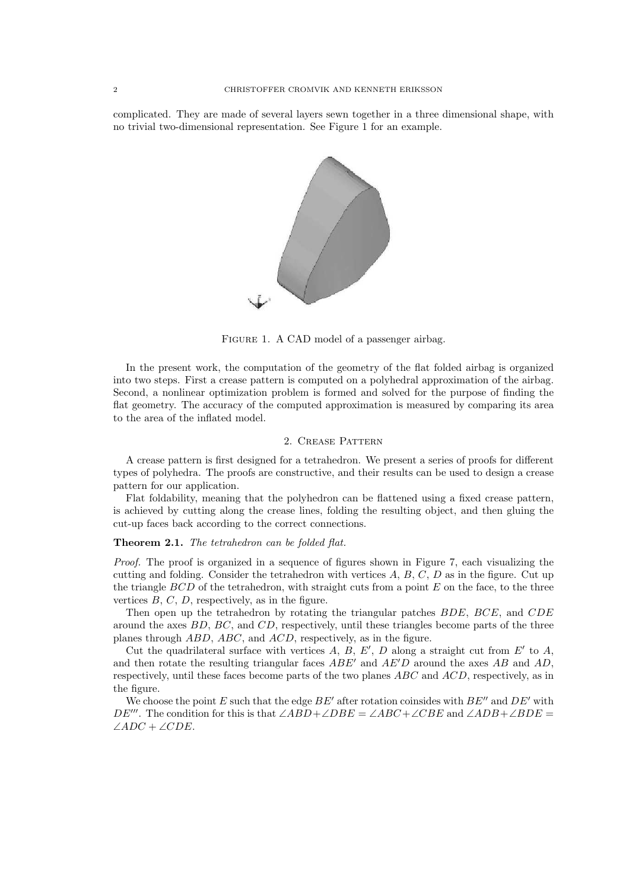complicated. They are made of several layers sewn together in a three dimensional shape, with no trivial two-dimensional representation. See Figure 1 for an example.

Figure 1. A CAD model of a passenger airbag.

In the present work, the computation of the geometry of the flat folded airbag is organized into two steps. First a crease pattern is computed on a polyhedral approximation of the airbag. Second, a nonlinear optimization problem is formed and solved for the purpose of finding the flat geometry. The accuracy of the computed approximation is measured by comparing its area to the area of the inflated model.

## 2. Crease Pattern

A crease pattern is first designed for a tetrahedron. We present a series of proofs for different types of polyhedra. The proofs are constructive, and their results can be used to design a crease pattern for our application.

Flat foldability, meaning that the polyhedron can be flattened using a fixed crease pattern, is achieved by cutting along the crease lines, folding the resulting object, and then gluing the cut-up faces back according to the correct connections.

**Theorem 2.1.** *The tetrahedron can be folded flat.*

*Proof.* The proof is organized in a sequence of figures shown in Figure 7, each visualizing the cutting and folding. Consider the tetrahedron with vertices $A$, $B$, $C$, $D$ as in the figure. Cut up the triangle $BCD$ of the tetrahedron, with straight cuts from a point $E$ on the face, to the three vertices $B$, $C$, $D$, respectively, as in the figure.

Then open up the tetrahedron by rotating the triangular patches $BDE$, $BCE$, and $CDE$ around the axes $BD$, $BC$, and $CD$, respectively, until these triangles become parts of the three planes through $ABD$, $ABC$, and $ACD$, respectively, as in the figure.

Cut the quadrilateral surface with vertices $A$, $B$, $E'$, $D$ along a straight cut from $E'$ to $A$, and then rotate the resulting triangular faces $ABE'$ and $AE'D$ around the axes $AB$ and $AD$, respectively, until these faces become parts of the two planes $ABC$ and $ACD$, respectively, as in the figure.

We choose the point $E$ such that the edge $BE'$ after rotation coinsides with $BE''$ and $DE'$ with $DE'''$. The condition for this is that $\angle ABD + \angle DBE = \angle ABC + \angle CBE$ and $\angle ADB + \angle BDE = \angle ADC + \angle CDE$.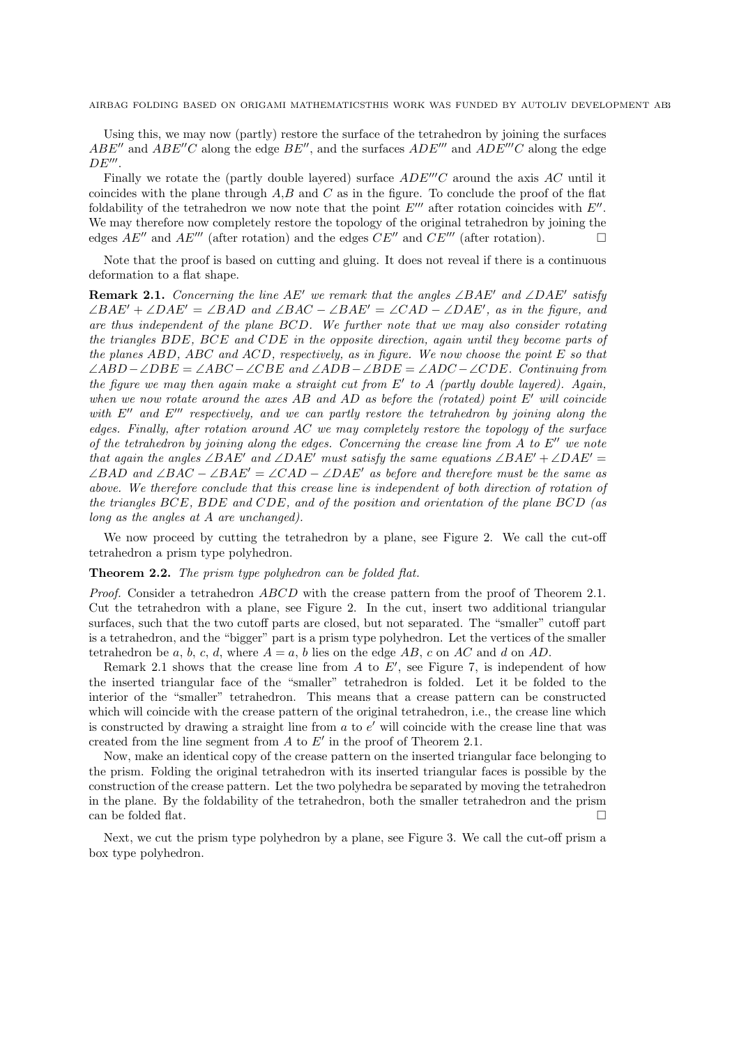Using this, we may now (partly) restore the surface of the tetrahedron by joining the surfaces $ABE''$ and $ABE''C$ along the edge $BE''$, and the surfaces $ADE'''$ and $ADE'''C$ along the edge $DE'''$.

Finally we rotate the (partly double layered) surface $ADE'''C$ around the axis $AC$ until it coincides with the plane through $A$,$B$ and $C$ as in the figure. To conclude the proof of the flat foldability of the tetrahedron we now note that the point $E'''$ after rotation coincides with $E''$. We may therefore now completely restore the topology of the original tetrahedron by joining the edges $AE''$ and $AE'''$ (after rotation) and the edges $CE''$ and $CE'''$ (after rotation). □

Note that the proof is based on cutting and gluing. It does not reveal if there is a continuous deformation to a flat shape.

**Remark 2.1.** *Concerning the line $AE'$ we remark that the angles $\angle BAE'$ and $\angle DAE'$ satisfy $\angle BAE' + \angle DAE' = \angle BAD$ and $\angle BAC - \angle BAE' = \angle CAD - \angle DAE'$, as in the figure, and are thus independent of the plane $BCD$. We further note that we may also consider rotating the triangles $BDE$, $BCE$ and $CDE$ in the opposite direction, again until they become parts of the planes $ABD$, $ABC$ and $ACD$, respectively, as in figure. We now choose the point $E$ so that $\angle ABD - \angle DBE = \angle ABC - \angle CBE$ and $\angle ADB - \angle BDE = \angle ADC - \angle CDE$. Continuing from the figure we may then again make a straight cut from $E'$ to $A$ (partly double layered). Again, when we now rotate around the axes $AB$ and $AD$ as before the (rotated) point $E'$ will coincide with $E''$ and $E'''$ respectively, and we can partly restore the tetrahedron by joining along the edges. Finally, after rotation around $AC$ we may completely restore the topology of the surface of the tetrahedron by joining along the edges. Concerning the crease line from $A$ to $E''$ we note that again the angles $\angle BAE'$ and $\angle DAE'$ must satisfy the same equations $\angle BAE' + \angle DAE' = \angle BAD$ and $\angle BAC - \angle BAE' = \angle CAD - \angle DAE'$ as before and therefore must be the same as above. We therefore conclude that this crease line is independent of both direction of rotation of the triangles $BCE$, $BDE$ and $CDE$, and of the position and orientation of the plane $BCD$ (as long as the angles at $A$ are unchanged).*

We now proceed by cutting the tetrahedron by a plane, see Figure 2. We call the cut-off tetrahedron a prism type polyhedron.

**Theorem 2.2.** *The prism type polyhedron can be folded flat.*

*Proof.* Consider a tetrahedron $ABCD$ with the crease pattern from the proof of Theorem 2.1. Cut the tetrahedron with a plane, see Figure 2. In the cut, insert two additional triangular surfaces, such that the two cutoff parts are closed, but not separated. The "smaller" cutoff part is a tetrahedron, and the "bigger" part is a prism type polyhedron. Let the vertices of the smaller tetrahedron be $a$, $b$, $c$, $d$, where $A = a$, $b$ lies on the edge $AB$, $c$ on $AC$ and $d$ on $AD$.

Remark 2.1 shows that the crease line from $A$ to $E'$, see Figure 7, is independent of how the inserted triangular face of the "smaller" tetrahedron is folded. Let it be folded to the interior of the "smaller" tetrahedron. This means that a crease pattern can be constructed which will coincide with the crease pattern of the original tetrahedron, i.e., the crease line which is constructed by drawing a straight line from $a$ to $e'$ will coincide with the crease line that was created from the line segment from $A$ to $E'$ in the proof of Theorem 2.1.

Now, make an identical copy of the crease pattern on the inserted triangular face belonging to the prism. Folding the original tetrahedron with its inserted triangular faces is possible by the construction of the crease pattern. Let the two polyhedra be separated by moving the tetrahedron in the plane. By the foldability of the tetrahedron, both the smaller tetrahedron and the prism can be folded flat. □

Next, we cut the prism type polyhedron by a plane, see Figure 3. We call the cut-off prism a box type polyhedron.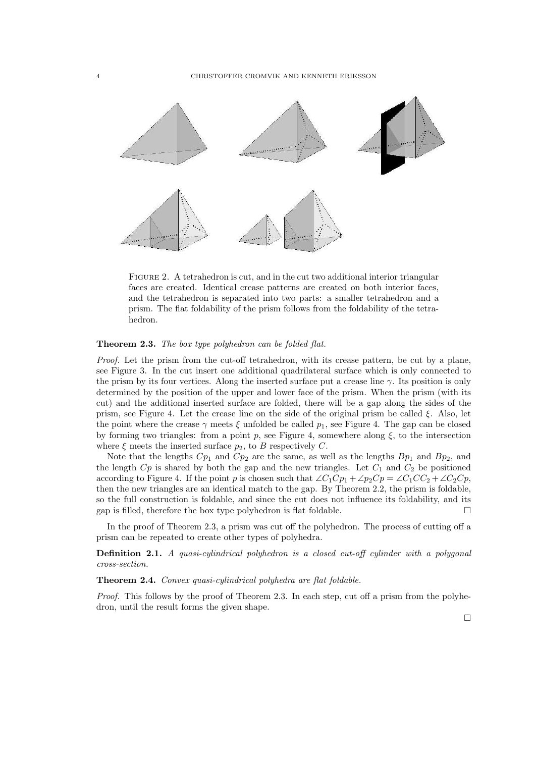Figure 2. A tetrahedron is cut, and in the cut two additional interior triangular faces are created. Identical crease patterns are created on both interior faces, and the tetrahedron is separated into two parts: a smaller tetrahedron and a prism. The flat foldability of the prism follows from the foldability of the tetrahedron.

**Theorem 2.3.** *The box type polyhedron can be folded flat.*

*Proof.* Let the prism from the cut-off tetrahedron, with its crease pattern, be cut by a plane, see Figure 3. In the cut insert one additional quadrilateral surface which is only connected to the prism by its four vertices. Along the inserted surface put a crease line $\gamma$. Its position is only determined by the position of the upper and lower face of the prism. When the prism (with its cut) and the additional inserted surface are folded, there will be a gap along the sides of the prism, see Figure 4. Let the crease line on the side of the original prism be called $\xi$. Also, let the point where the crease $\gamma$ meets $\xi$ unfolded be called $p_1$, see Figure 4. The gap can be closed by forming two triangles: from a point $p$, see Figure 4, somewhere along $\xi$, to the intersection where $\xi$ meets the inserted surface $p_2$, to $B$ respectively $C$.

Note that the lengths $Cp_1$ and $Cp_2$ are the same, as well as the lengths $Bp_1$ and $Bp_2$, and the length $Cp$ is shared by both the gap and the new triangles. Let $C_1$ and $C_2$ be positioned according to Figure 4. If the point $p$ is chosen such that $\angle C_1Cp_1 + \angle p_2Cp = \angle C_1CC_2 + \angle C_2Cp$, then the new triangles are an identical match to the gap. By Theorem 2.2, the prism is foldable, so the full construction is foldable, and since the cut does not influence its foldability, and its gap is filled, therefore the box type polyhedron is flat foldable. □

In the proof of Theorem 2.3, a prism was cut off the polyhedron. The process of cutting off a prism can be repeated to create other types of polyhedra.

**Definition 2.1.** *A quasi-cylindrical polyhedron is a closed cut-off cylinder with a polygonal cross-section.*

**Theorem 2.4.** *Convex quasi-cylindrical polyhedra are flat foldable.*

*Proof.* This follows by the proof of Theorem 2.3. In each step, cut off a prism from the polyhedron, until the result forms the given shape.

□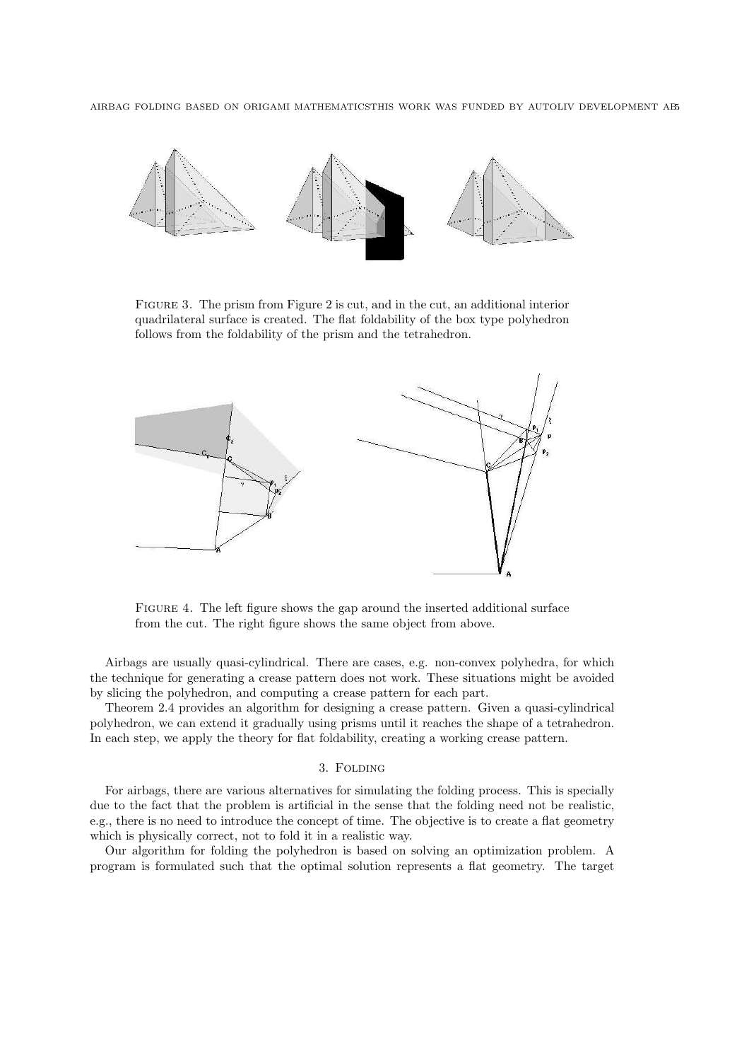FIGURE 3. The prism from Figure 2 is cut, and in the cut, an additional interior quadrilateral surface is created. The flat foldability of the box type polyhedron follows from the foldability of the prism and the tetrahedron.

FIGURE 4. The left figure shows the gap around the inserted additional surface from the cut. The right figure shows the same object from above.

Airbags are usually quasi-cylindrical. There are cases, e.g. non-convex polyhedra, for which the technique for generating a crease pattern does not work. These situations might be avoided by slicing the polyhedron, and computing a crease pattern for each part.

Theorem 2.4 provides an algorithm for designing a crease pattern. Given a quasi-cylindrical polyhedron, we can extend it gradually using prisms until it reaches the shape of a tetrahedron. In each step, we apply the theory for flat foldability, creating a working crease pattern.

## 3. Folding

For airbags, there are various alternatives for simulating the folding process. This is specially due to the fact that the problem is artificial in the sense that the folding need not be realistic, e.g., there is no need to introduce the concept of time. The objective is to create a flat geometry which is physically correct, not to fold it in a realistic way.

Our algorithm for folding the polyhedron is based on solving an optimization problem. A program is formulated such that the optimal solution represents a flat geometry. The target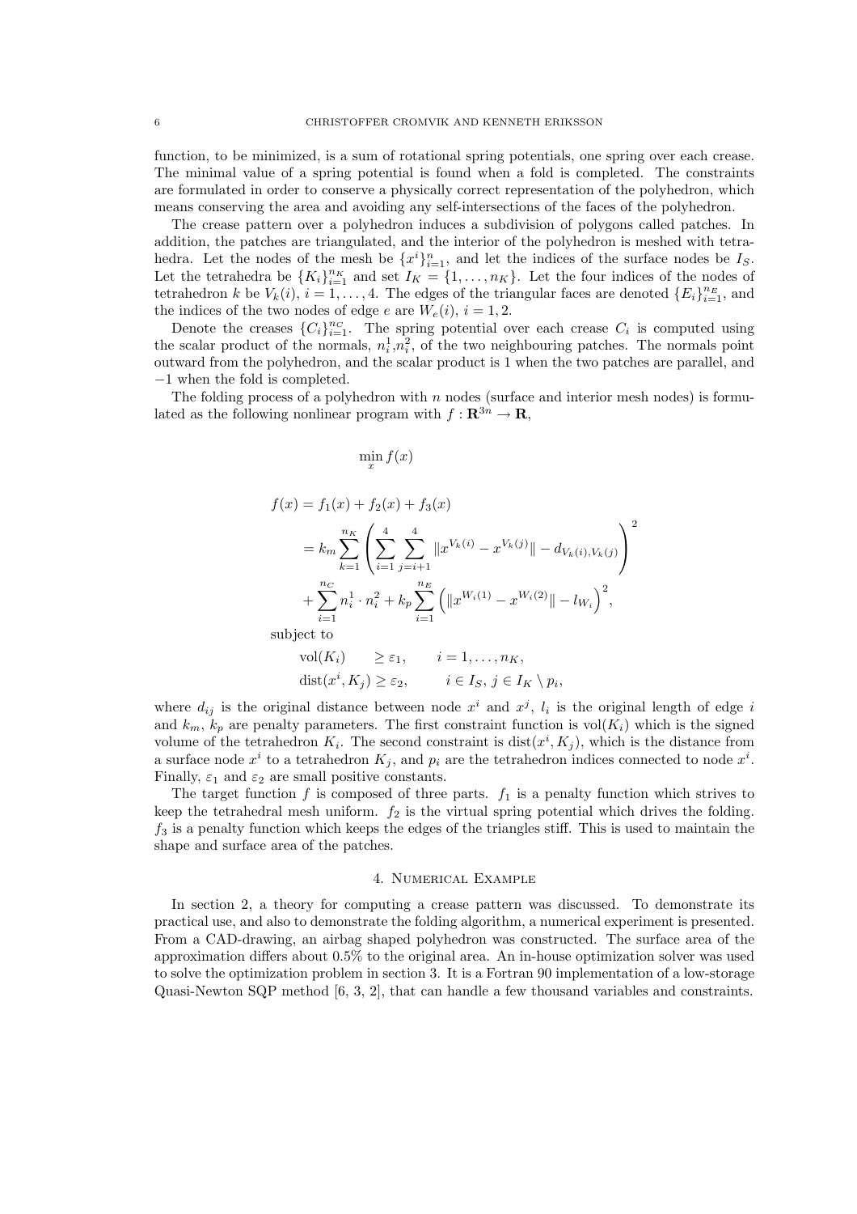function, to be minimized, is a sum of rotational spring potentials, one spring over each crease. The minimal value of a spring potential is found when a fold is completed. The constraints are formulated in order to conserve a physically correct representation of the polyhedron, which means conserving the area and avoiding any self-intersections of the faces of the polyhedron.

The crease pattern over a polyhedron induces a subdivision of polygons called patches. In addition, the patches are triangulated, and the interior of the polyhedron is meshed with tetrahedra. Let the nodes of the mesh be $\{x^i\}_{i=1}^n$, and let the indices of the surface nodes be $I_S$. Let the tetrahedra be $\{K_i\}_{i=1}^{n_K}$ and set $I_K = \{1, \ldots, n_K\}$. Let the four indices of the nodes of tetrahedron $k$ be $V_k(i)$, $i = 1, \ldots, 4$. The edges of the triangular faces are denoted $\{E_i\}_{i=1}^{n_E}$, and the indices of the two nodes of edge $e$ are $W_e(i)$, $i = 1, 2$.

Denote the creases $\{C_i\}_{i=1}^{n_C}$. The spring potential over each crease $C_i$ is computed using the scalar product of the normals, $n_i^1, n_i^2$, of the two neighbouring patches. The normals point outward from the polyhedron, and the scalar product is 1 when the two patches are parallel, and $-1$ when the fold is completed.

The folding process of a polyhedron with $n$ nodes (surface and interior mesh nodes) is formulated as the following nonlinear program with $f : \mathbf{R}^{3n} \to \mathbf{R}$,

$$\min_x f(x)$$

$$
\begin{aligned}
f(x) &= f_1(x) + f_2(x) + f_3(x) \\
&= k_m \sum_{k=1}^{n_K} \left( \sum_{i=1}^{4} \sum_{j=i+1}^{4} \|x^{V_k(i)} - x^{V_k(j)}\| - d_{V_k(i),V_k(j)} \right)^2 \\
&\quad + \sum_{i=1}^{n_C} n_i^1 \cdot n_i^2 + k_p \sum_{i=1}^{n_E} \left( \|x^{W_i(1)} - x^{W_i(2)}\| - l_{W_i} \right)^2,
\end{aligned}
$$

subject to

$$
\begin{aligned}
&\mathrm{vol}(K_i) \geq \varepsilon_1, && i = 1, \ldots, n_K, \\
&\mathrm{dist}(x^i, K_j) \geq \varepsilon_2, && i \in I_S,\ j \in I_K \setminus p_i,
\end{aligned}
$$

where $d_{ij}$ is the original distance between node $x^i$ and $x^j$, $l_i$ is the original length of edge $i$ and $k_m$, $k_p$ are penalty parameters. The first constraint function is $\mathrm{vol}(K_i)$ which is the signed volume of the tetrahedron $K_i$. The second constraint is $\mathrm{dist}(x^i, K_j)$, which is the distance from a surface node $x^i$ to a tetrahedron $K_j$, and $p_i$ are the tetrahedron indices connected to node $x^i$. Finally, $\varepsilon_1$ and $\varepsilon_2$ are small positive constants.

The target function $f$ is composed of three parts. $f_1$ is a penalty function which strives to keep the tetrahedral mesh uniform. $f_2$ is the virtual spring potential which drives the folding. $f_3$ is a penalty function which keeps the edges of the triangles stiff. This is used to maintain the shape and surface area of the patches.

## 4. Numerical Example

In section 2, a theory for computing a crease pattern was discussed. To demonstrate its practical use, and also to demonstrate the folding algorithm, a numerical experiment is presented. From a CAD-drawing, an airbag shaped polyhedron was constructed. The surface area of the approximation differs about 0.5% to the original area. An in-house optimization solver was used to solve the optimization problem in section 3. It is a Fortran 90 implementation of a low-storage Quasi-Newton SQP method [6, 3, 2], that can handle a few thousand variables and constraints.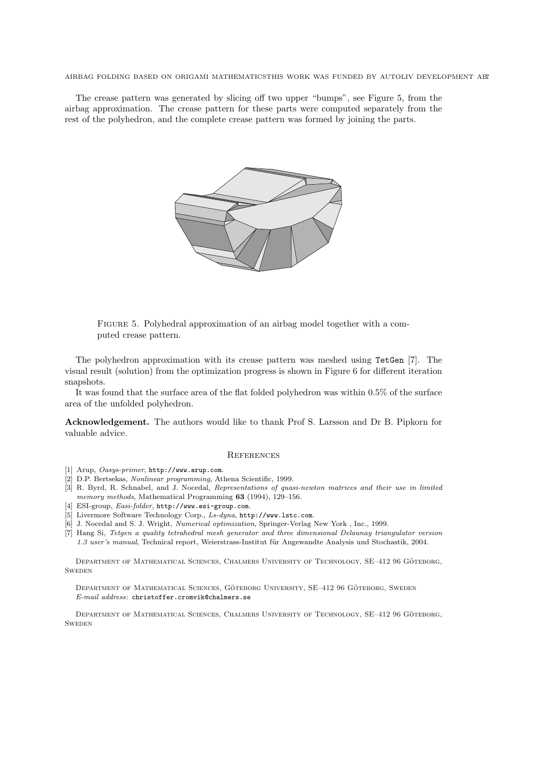The crease pattern was generated by slicing off two upper "bumps", see Figure 5, from the airbag approximation. The crease pattern for these parts were computed separately from the rest of the polyhedron, and the complete crease pattern was formed by joining the parts.

Figure 5. Polyhedral approximation of an airbag model together with a computed crease pattern.

The polyhedron approximation with its crease pattern was meshed using `TetGen` [7]. The visual result (solution) from the optimization progress is shown in Figure 6 for different iteration snapshots.

It was found that the surface area of the flat folded polyhedron was within 0.5% of the surface area of the unfolded polyhedron.

**Acknowledgement.** The authors would like to thank Prof S. Larsson and Dr B. Pipkorn for valuable advice.

## References

[1] Arup, *Oasys-primer*, `http://www.arup.com`.
[2] D.P. Bertsekas, *Nonlinear programming*, Athena Scientific, 1999.
[3] R. Byrd, R. Schnabel, and J. Nocedal, *Representations of quasi-newton matrices and their use in limited memory methods*, Mathematical Programming **63** (1994), 129–156.
[4] ESI-group, *Easi-folder*, `http://www.esi-group.com`.
[5] Livermore Software Technology Corp., *Ls-dyna*, `http://www.lstc.com`.
[6] J. Nocedal and S. J. Wright, *Numerical optimization*, Springer-Verlag New York , Inc., 1999.
[7] Hang Si, *Tetgen a quality tetrahedral mesh generator and three dimensional Delaunay triangulator version 1.3 user's manual*, Technical report, Weierstrass-Institut für Angewandte Analysis und Stochastik, 2004.

Department of Mathematical Sciences, Chalmers University of Technology, SE–412 96 Göteborg, Sweden

Department of Mathematical Sciences, Göteborg University, SE–412 96 Göteborg, Sweden
*E-mail address*: `christoffer.cromvik@chalmers.se`

Department of Mathematical Sciences, Chalmers University of Technology, SE–412 96 Göteborg, Sweden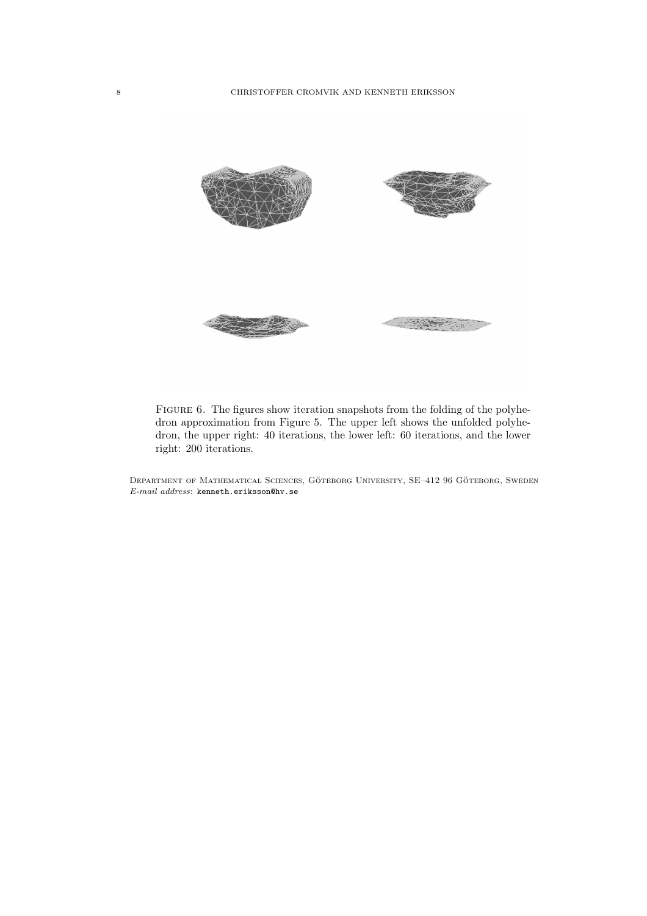Figure 6. The figures show iteration snapshots from the folding of the polyhedron approximation from Figure 5. The upper left shows the unfolded polyhedron, the upper right: 40 iterations, the lower left: 60 iterations, and the lower right: 200 iterations.

Department of Mathematical Sciences, Göteborg University, SE–412 96 Göteborg, Sweden
*E-mail address*: kenneth.eriksson@hv.se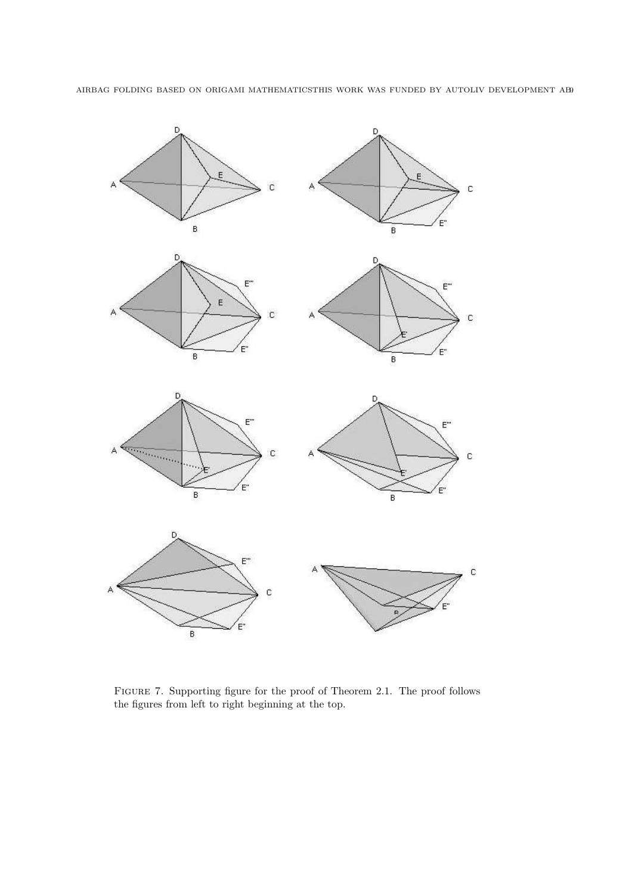A D E C B

D E A C B E''

D E''' E A C B E''

D E''' A C E' B E''

D E''' A C E' B E''

D E''' A C E' B E''

D E''' A C B E''

A C B E''

Figure 7. Supporting figure for the proof of Theorem 2.1. The proof follows the figures from left to right beginning at the top.